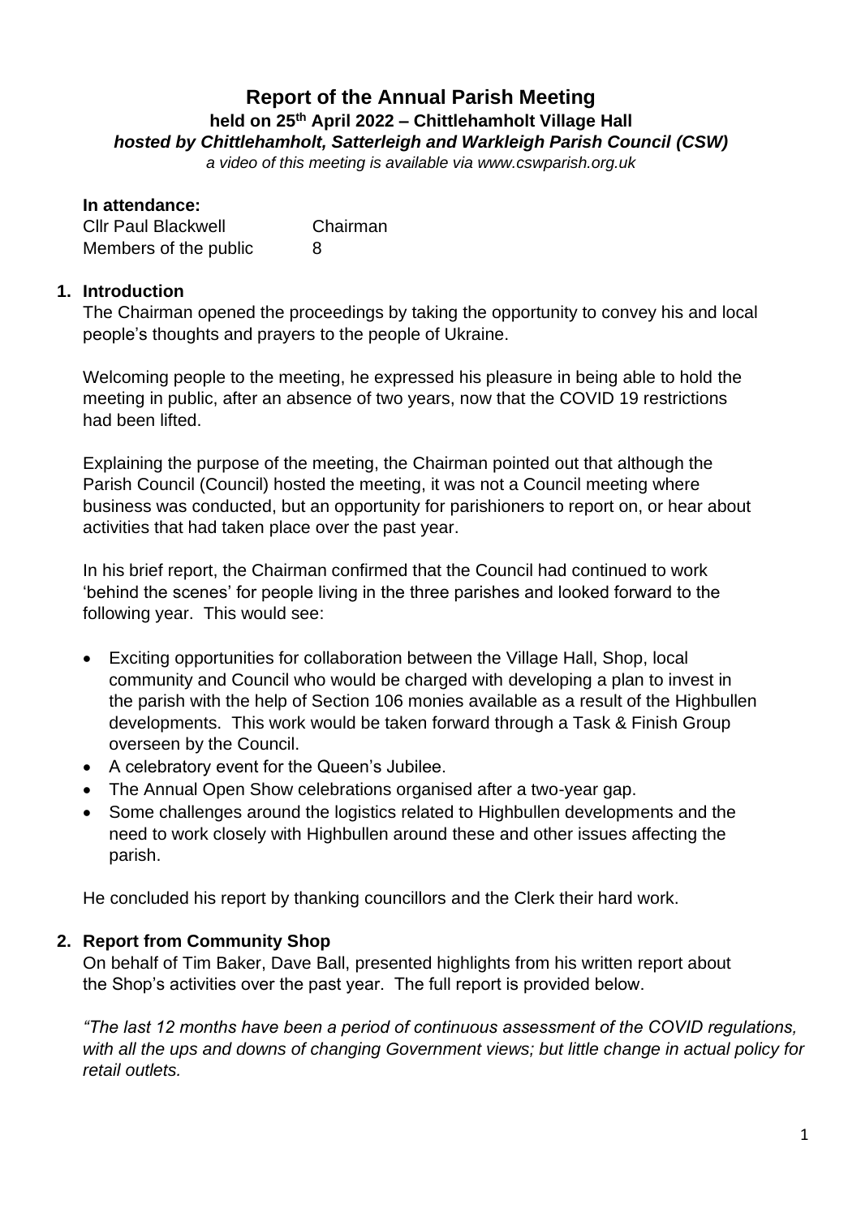# Report of the Annual Parish Meeting

**held on 25th April 2022 – Chittlehamholt Village Hall**

***hosted by Chittlehamholt, Satterleigh and Warkleigh Parish Council (CSW)***

*a video of this meeting is available via www.cswparish.org.uk*

**In attendance:**

| | |
|---|---|
| Cllr Paul Blackwell | Chairman |
| Members of the public | 8 |

## 1. Introduction

The Chairman opened the proceedings by taking the opportunity to convey his and local people's thoughts and prayers to the people of Ukraine.

Welcoming people to the meeting, he expressed his pleasure in being able to hold the meeting in public, after an absence of two years, now that the COVID 19 restrictions had been lifted.

Explaining the purpose of the meeting, the Chairman pointed out that although the Parish Council (Council) hosted the meeting, it was not a Council meeting where business was conducted, but an opportunity for parishioners to report on, or hear about activities that had taken place over the past year.

In his brief report, the Chairman confirmed that the Council had continued to work 'behind the scenes' for people living in the three parishes and looked forward to the following year. This would see:

- Exciting opportunities for collaboration between the Village Hall, Shop, local community and Council who would be charged with developing a plan to invest in the parish with the help of Section 106 monies available as a result of the Highbullen developments. This work would be taken forward through a Task & Finish Group overseen by the Council.
- A celebratory event for the Queen's Jubilee.
- The Annual Open Show celebrations organised after a two-year gap.
- Some challenges around the logistics related to Highbullen developments and the need to work closely with Highbullen around these and other issues affecting the parish.

He concluded his report by thanking councillors and the Clerk their hard work.

## 2. Report from Community Shop

On behalf of Tim Baker, Dave Ball, presented highlights from his written report about the Shop's activities over the past year. The full report is provided below.

*"The last 12 months have been a period of continuous assessment of the COVID regulations, with all the ups and downs of changing Government views; but little change in actual policy for retail outlets.*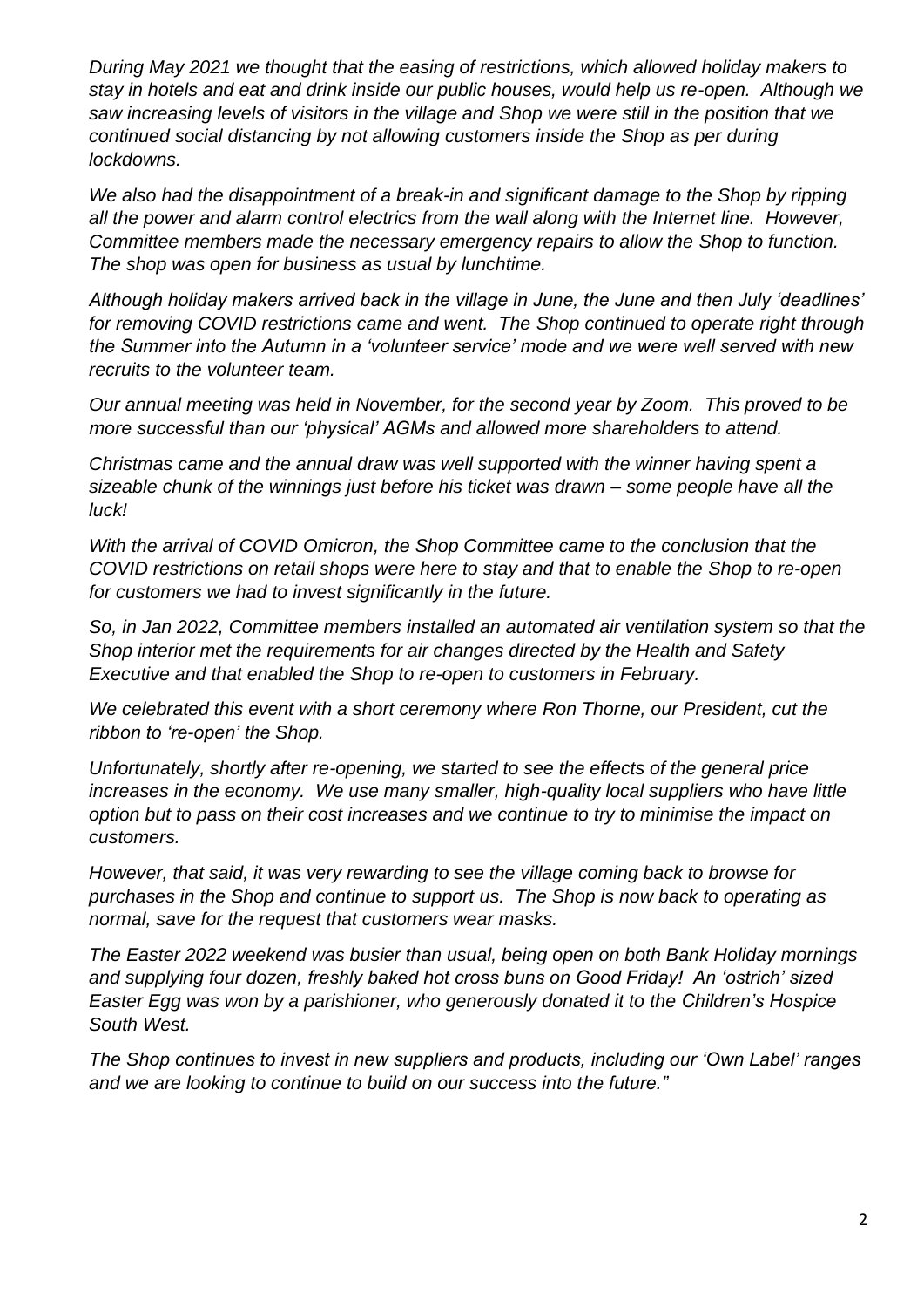*During May 2021 we thought that the easing of restrictions, which allowed holiday makers to stay in hotels and eat and drink inside our public houses, would help us re-open. Although we saw increasing levels of visitors in the village and Shop we were still in the position that we continued social distancing by not allowing customers inside the Shop as per during lockdowns.*

*We also had the disappointment of a break-in and significant damage to the Shop by ripping all the power and alarm control electrics from the wall along with the Internet line. However, Committee members made the necessary emergency repairs to allow the Shop to function. The shop was open for business as usual by lunchtime.*

*Although holiday makers arrived back in the village in June, the June and then July 'deadlines' for removing COVID restrictions came and went. The Shop continued to operate right through the Summer into the Autumn in a 'volunteer service' mode and we were well served with new recruits to the volunteer team.*

*Our annual meeting was held in November, for the second year by Zoom. This proved to be more successful than our 'physical' AGMs and allowed more shareholders to attend.*

*Christmas came and the annual draw was well supported with the winner having spent a sizeable chunk of the winnings just before his ticket was drawn – some people have all the luck!*

*With the arrival of COVID Omicron, the Shop Committee came to the conclusion that the COVID restrictions on retail shops were here to stay and that to enable the Shop to re-open for customers we had to invest significantly in the future.*

*So, in Jan 2022, Committee members installed an automated air ventilation system so that the Shop interior met the requirements for air changes directed by the Health and Safety Executive and that enabled the Shop to re-open to customers in February.*

*We celebrated this event with a short ceremony where Ron Thorne, our President, cut the ribbon to 're-open' the Shop.*

*Unfortunately, shortly after re-opening, we started to see the effects of the general price increases in the economy. We use many smaller, high-quality local suppliers who have little option but to pass on their cost increases and we continue to try to minimise the impact on customers.*

*However, that said, it was very rewarding to see the village coming back to browse for purchases in the Shop and continue to support us. The Shop is now back to operating as normal, save for the request that customers wear masks.*

*The Easter 2022 weekend was busier than usual, being open on both Bank Holiday mornings and supplying four dozen, freshly baked hot cross buns on Good Friday! An 'ostrich' sized Easter Egg was won by a parishioner, who generously donated it to the Children's Hospice South West.*

*The Shop continues to invest in new suppliers and products, including our 'Own Label' ranges and we are looking to continue to build on our success into the future."*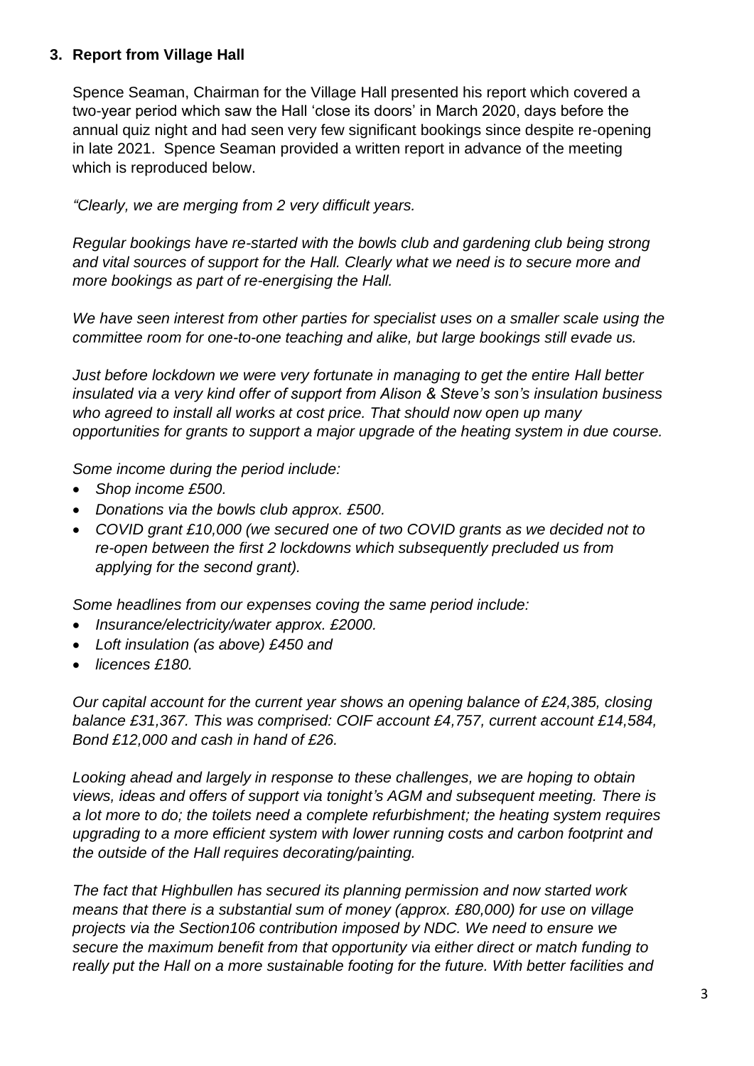### 3. Report from Village Hall

Spence Seaman, Chairman for the Village Hall presented his report which covered a two-year period which saw the Hall 'close its doors' in March 2020, days before the annual quiz night and had seen very few significant bookings since despite re-opening in late 2021. Spence Seaman provided a written report in advance of the meeting which is reproduced below.

*"Clearly, we are merging from 2 very difficult years.*

*Regular bookings have re-started with the bowls club and gardening club being strong and vital sources of support for the Hall. Clearly what we need is to secure more and more bookings as part of re-energising the Hall.*

*We have seen interest from other parties for specialist uses on a smaller scale using the committee room for one-to-one teaching and alike, but large bookings still evade us.*

*Just before lockdown we were very fortunate in managing to get the entire Hall better insulated via a very kind offer of support from Alison & Steve's son's insulation business who agreed to install all works at cost price. That should now open up many opportunities for grants to support a major upgrade of the heating system in due course.*

*Some income during the period include:*

- *Shop income £500.*
- *Donations via the bowls club approx. £500.*
- *COVID grant £10,000 (we secured one of two COVID grants as we decided not to re-open between the first 2 lockdowns which subsequently precluded us from applying for the second grant).*

*Some headlines from our expenses coving the same period include:*

- *Insurance/electricity/water approx. £2000.*
- *Loft insulation (as above) £450 and*
- *licences £180.*

*Our capital account for the current year shows an opening balance of £24,385, closing balance £31,367. This was comprised: COIF account £4,757, current account £14,584, Bond £12,000 and cash in hand of £26.*

*Looking ahead and largely in response to these challenges, we are hoping to obtain views, ideas and offers of support via tonight's AGM and subsequent meeting. There is a lot more to do; the toilets need a complete refurbishment; the heating system requires upgrading to a more efficient system with lower running costs and carbon footprint and the outside of the Hall requires decorating/painting.*

*The fact that Highbullen has secured its planning permission and now started work means that there is a substantial sum of money (approx. £80,000) for use on village projects via the Section106 contribution imposed by NDC. We need to ensure we secure the maximum benefit from that opportunity via either direct or match funding to really put the Hall on a more sustainable footing for the future. With better facilities and*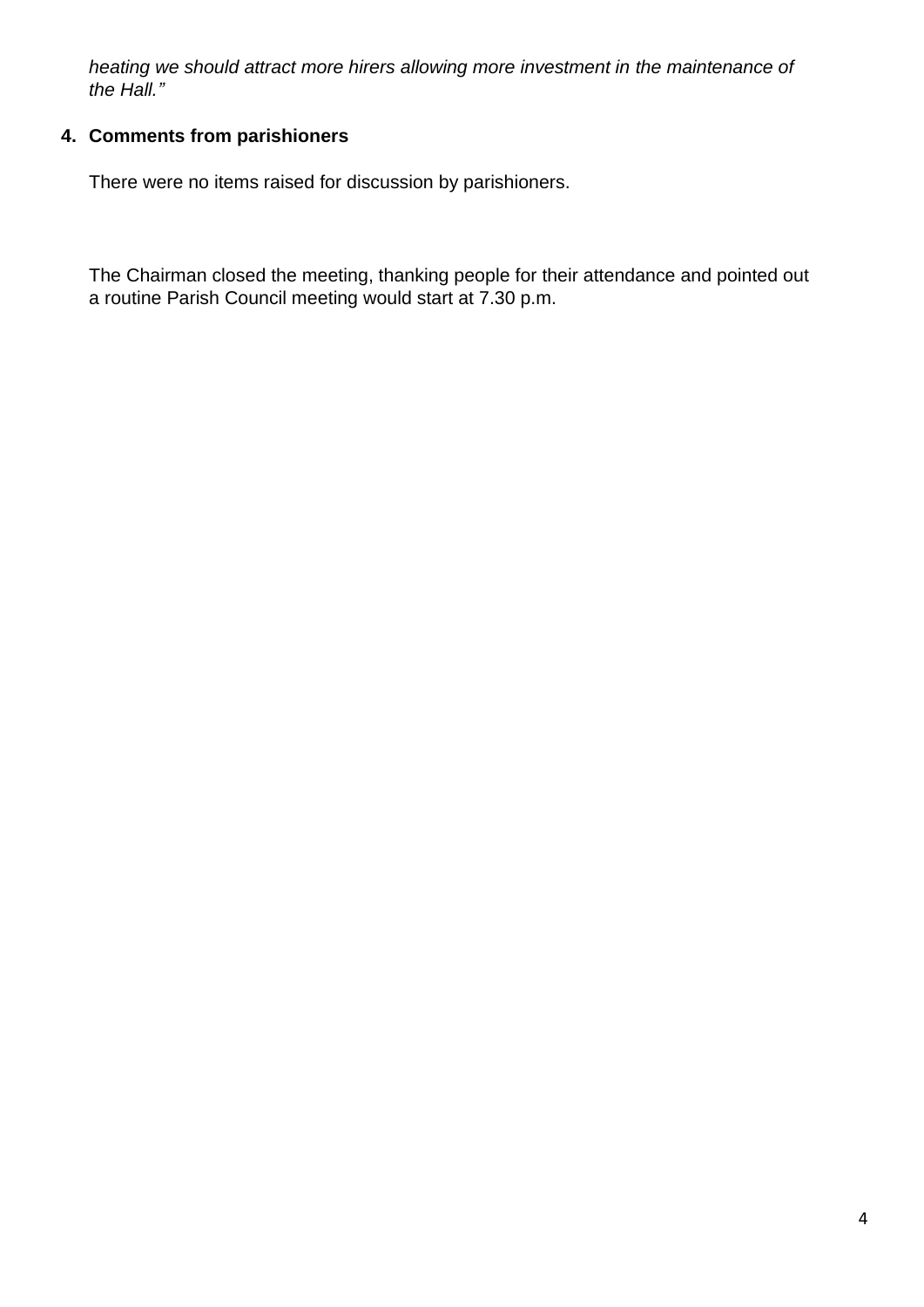*heating we should attract more hirers allowing more investment in the maintenance of the Hall."*

## 4. Comments from parishioners

There were no items raised for discussion by parishioners.

The Chairman closed the meeting, thanking people for their attendance and pointed out a routine Parish Council meeting would start at 7.30 p.m.